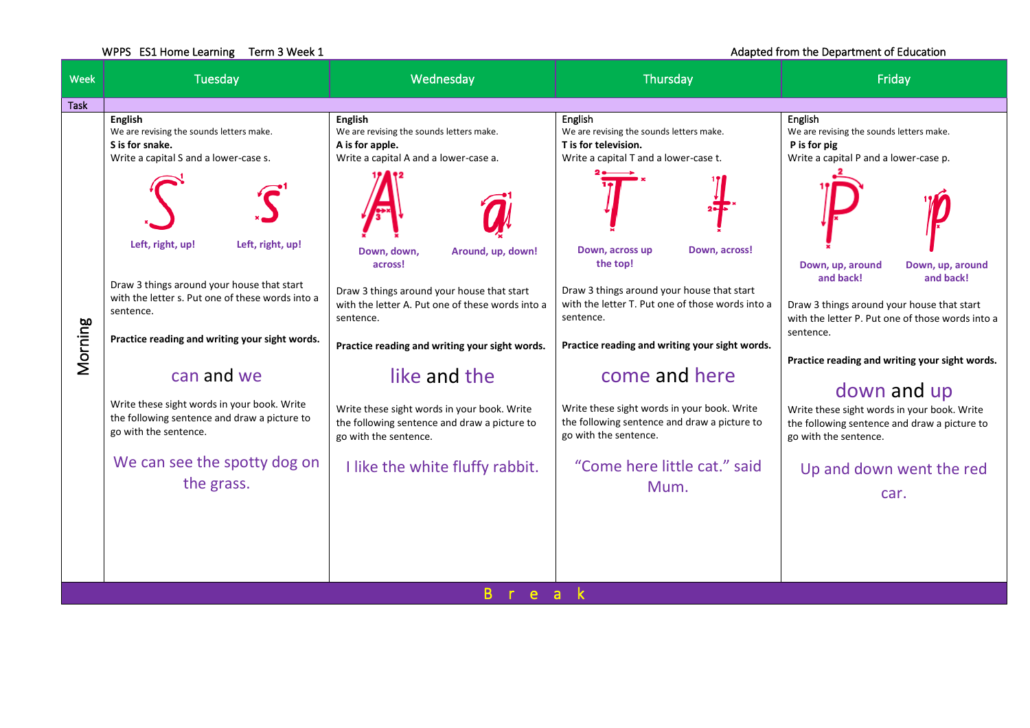WPPS ES1 Home Learning Term 3 Week 1

Adapted from the Department of Education

| Week | Tuesday | Wednesday | Thursday | Friday |
|---|---|---|---|---|
| Task | | | | |
| Morning | **English**<br>We are revising the sounds letters make.<br>**S is for snake.**<br>Write a capital S and a lower-case s.<br>**Left, right, up!** **Left, right, up!**<br>Draw 3 things around your house that start with the letter s. Put one of these words into a sentence.<br>**Practice reading and writing your sight words.**<br>can and we<br>Write these sight words in your book. Write the following sentence and draw a picture to go with the sentence.<br>We can see the spotty dog on the grass. | **English**<br>We are revising the sounds letters make.<br>**A is for apple.**<br>Write a capital A and a lower-case a.<br>**Down, down, across!** **Around, up, down!**<br>Draw 3 things around your house that start with the letter A. Put one of these words into a sentence.<br>**Practice reading and writing your sight words.**<br>like and the<br>Write these sight words in your book. Write the following sentence and draw a picture to go with the sentence.<br>I like the white fluffy rabbit. | **English**<br>We are revising the sounds letters make.<br>**T is for television.**<br>Write a capital T and a lower-case t.<br>**Down, across up the top!** **Down, across!**<br>Draw 3 things around your house that start with the letter T. Put one of those words into a sentence.<br>**Practice reading and writing your sight words.**<br>come and here<br>Write these sight words in your book. Write the following sentence and draw a picture to go with the sentence.<br>"Come here little cat." said Mum. | **English**<br>We are revising the sounds letters make.<br>**P is for pig**<br>Write a capital P and a lower-case p.<br>**Down, up, around and back!** **Down, up, around and back!**<br>Draw 3 things around your house that start with the letter P. Put one of those words into a sentence.<br>**Practice reading and writing your sight words.**<br>down and up<br>Write these sight words in your book. Write the following sentence and draw a picture to go with the sentence.<br>Up and down went the red car. |
| Break | | | | |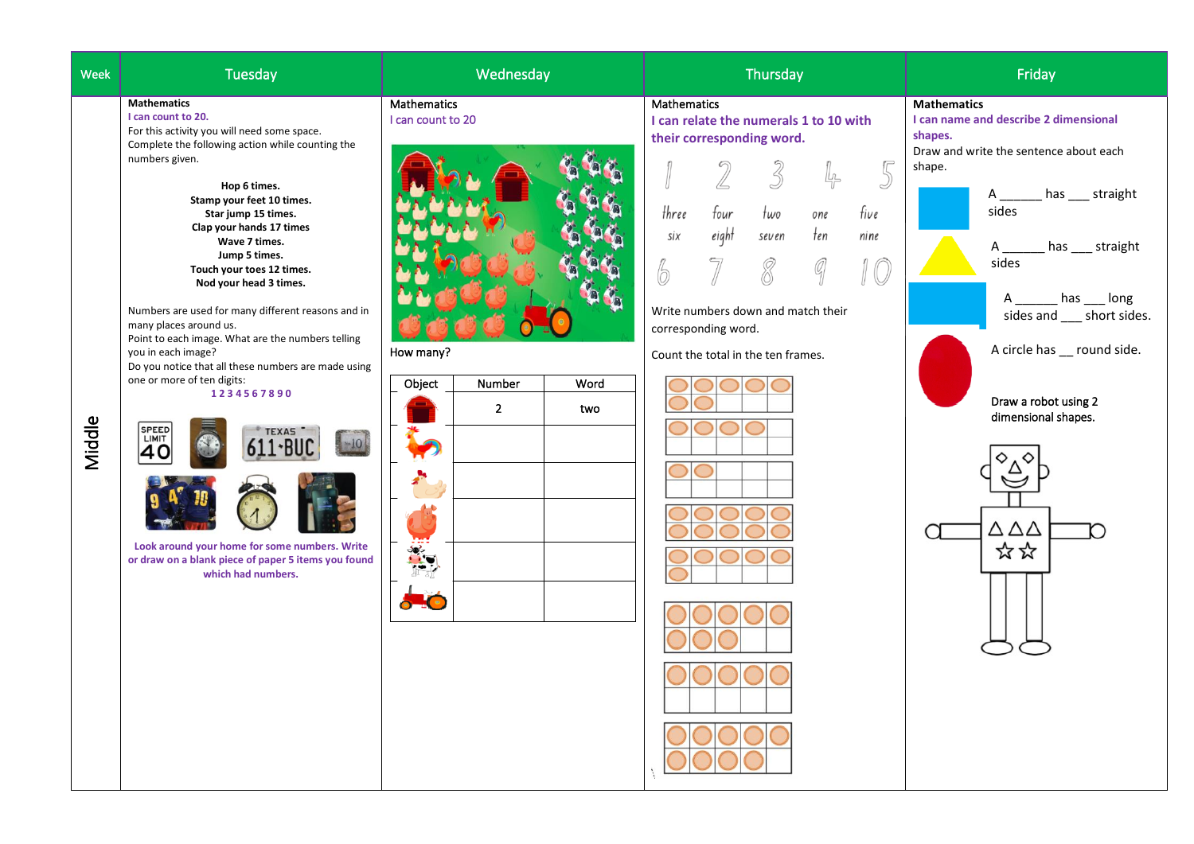| Week | Tuesday | Wednesday | Thursday | Friday |
|---|---|---|---|---|
| Middle | **Mathematics**<br>**I can count to 20.**<br>For this activity you will need some space.<br>Complete the following action while counting the numbers given.<br><br>**Hop 6 times.**<br>**Stamp your feet 10 times.**<br>**Star jump 15 times.**<br>**Clap your hands 17 times**<br>**Wave 7 times.**<br>**Jump 5 times.**<br>**Touch your toes 12 times.**<br>**Nod your head 3 times.**<br><br>Numbers are used for many different reasons and in many places around us.<br>Point to each image. What are the numbers telling you in each image?<br>Do you notice that all these numbers are made using one or more of ten digits:<br>**1 2 3 4 5 6 7 8 9 0**<br><br>**Look around your home for some numbers. Write or draw on a blank piece of paper 5 items you found which had numbers.** | Mathematics<br>I can count to 20<br><br>How many? | Mathematics<br>**I can relate the numerals 1 to 10 with their corresponding word.**<br><br>1 2 3 4 5<br>three four two one five<br>six eight seven ten nine<br>6 7 8 9 10<br><br>Write numbers down and match their corresponding word.<br><br>Count the total in the ten frames. | Mathematics<br>**I can name and describe 2 dimensional shapes.**<br>Draw and write the sentence about each shape.<br><br>A ______ has ___ straight sides<br><br>A ______ has ___ straight sides<br><br>A ______ has ___ long sides and ___ short sides.<br><br>A circle has __ round side.<br><br>Draw a robot using 2 dimensional shapes. |

| Object | Number | Word |
|---|---|---|
| (barn) | 2 | two |
| (rooster) | | |
| (hen) | | |
| (pig) | | |
| (cow) | | |
| (tractor) | | |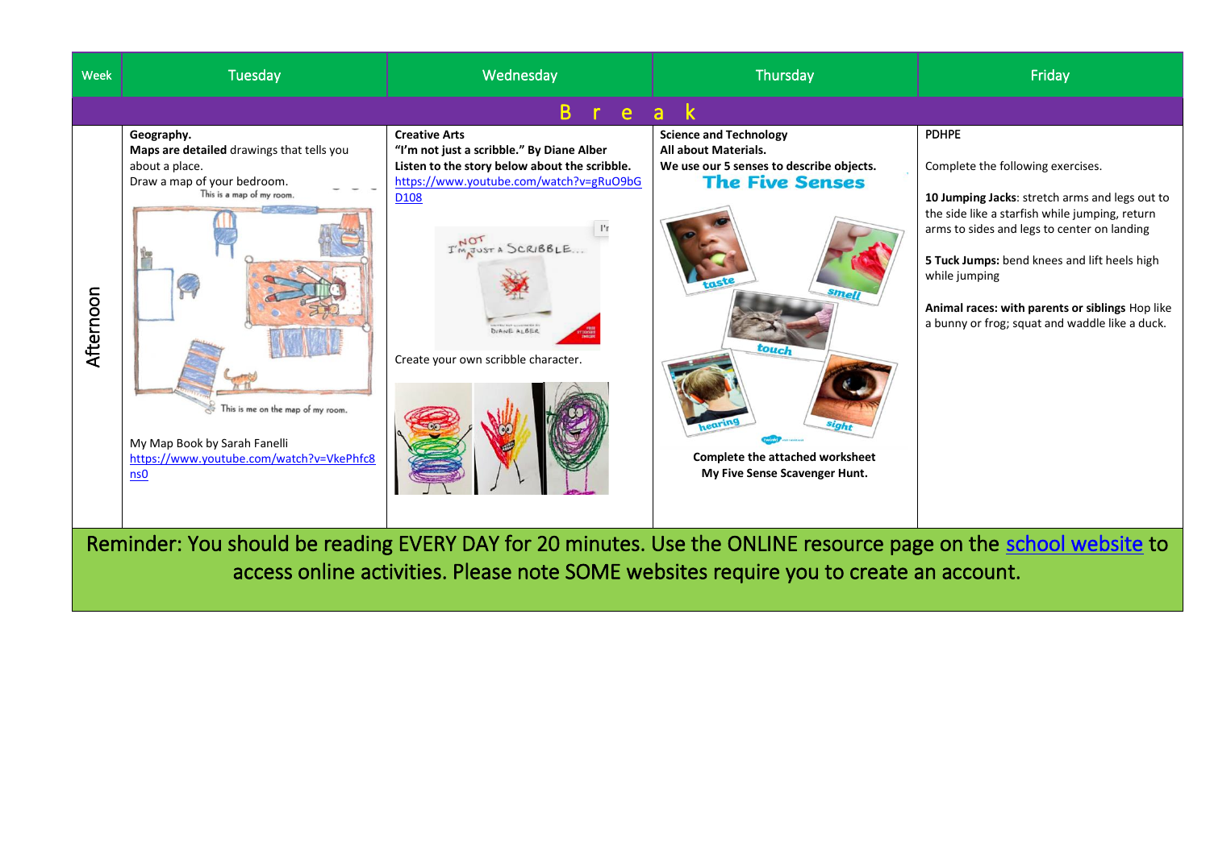| Week | Tuesday | Wednesday | Thursday | Friday |
|---|---|---|---|---|
| | B r e a k | | | |
| Afternoon | **Geography.**<br>**Maps are detailed** drawings that tells you about a place.<br>Draw a map of your bedroom.<br>This is a map of my room.<br>This is me on the map of my room.<br><br>My Map Book by Sarah Fanelli<br>https://www.youtube.com/watch?v=VkePhfc8ns0 | **Creative Arts**<br>**"I'm not just a scribble." By Diane Alber**<br>**Listen to the story below about the scribble.**<br>https://www.youtube.com/watch?v=gRuO9bGD108<br><br>Create your own scribble character. | **Science and Technology**<br>**All about Materials.**<br>**We use our 5 senses to describe objects.**<br>**The Five Senses**<br>taste, smell, touch, hearing, sight<br><br>**Complete the attached worksheet**<br>**My Five Sense Scavenger Hunt.** | PDHPE<br><br>Complete the following exercises.<br><br>**10 Jumping Jacks**: stretch arms and legs out to the side like a starfish while jumping, return arms to sides and legs to center on landing<br><br>**5 Tuck Jumps:** bend knees and lift heels high while jumping<br><br>**Animal races: with parents or siblings** Hop like a bunny or frog; squat and waddle like a duck. |

Reminder: You should be reading EVERY DAY for 20 minutes. Use the ONLINE resource page on the school website to access online activities. Please note SOME websites require you to create an account.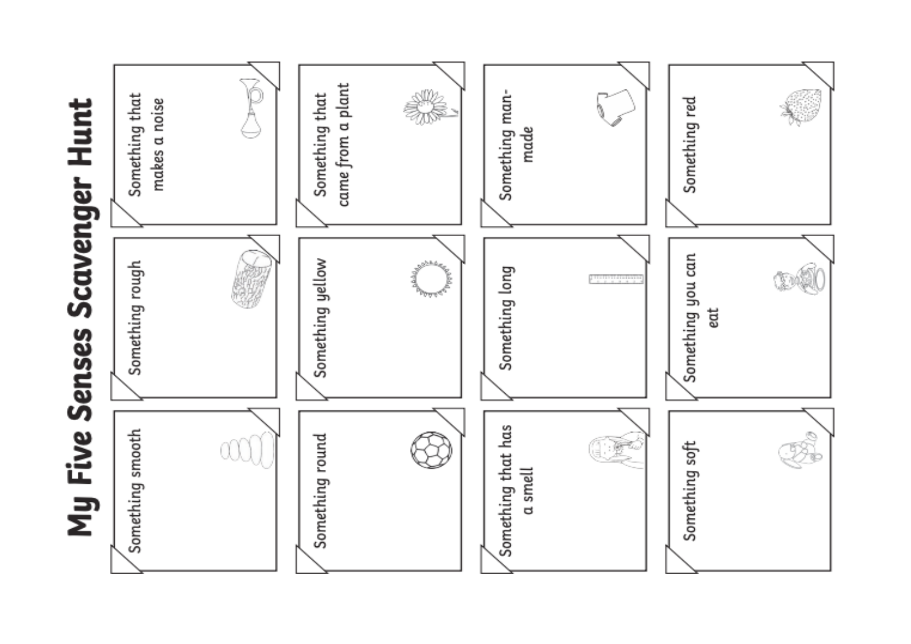# My Five Senses Scavenger Hunt

| | | |
|---|---|---|
| Something smooth | Something rough | Something that makes a noise |
| Something round | Something yellow | Something that came from a plant |
| Something that has a smell | Something long | Something man-made |
| Something soft | Something you can eat | Something red |